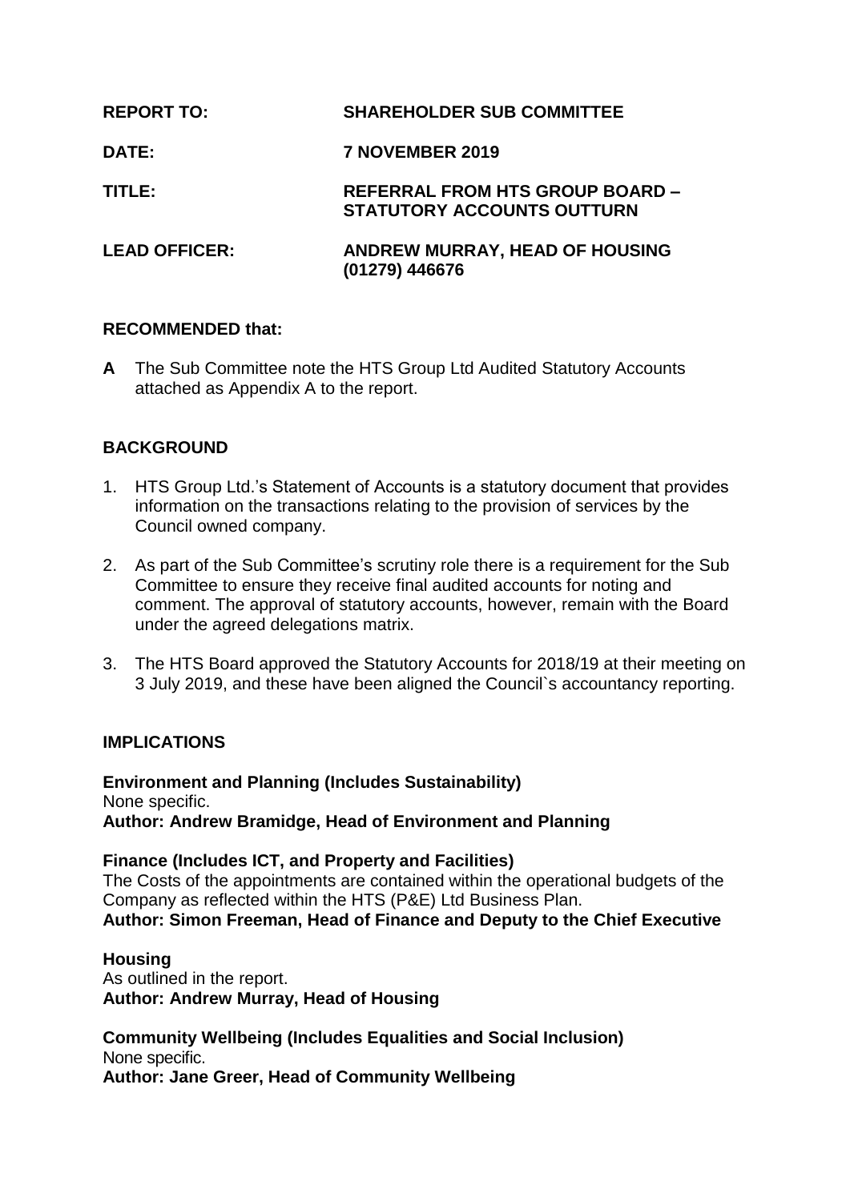| | |
|---|---|
| **REPORT TO:** | **SHAREHOLDER SUB COMMITTEE** |
| **DATE:** | **7 NOVEMBER 2019** |
| **TITLE:** | **REFERRAL FROM HTS GROUP BOARD – STATUTORY ACCOUNTS OUTTURN** |
| **LEAD OFFICER:** | **ANDREW MURRAY, HEAD OF HOUSING (01279) 446676** |

**RECOMMENDED that:**

**A** The Sub Committee note the HTS Group Ltd Audited Statutory Accounts attached as Appendix A to the report.

**BACKGROUND**

1. HTS Group Ltd.'s Statement of Accounts is a statutory document that provides information on the transactions relating to the provision of services by the Council owned company.

2. As part of the Sub Committee's scrutiny role there is a requirement for the Sub Committee to ensure they receive final audited accounts for noting and comment. The approval of statutory accounts, however, remain with the Board under the agreed delegations matrix.

3. The HTS Board approved the Statutory Accounts for 2018/19 at their meeting on 3 July 2019, and these have been aligned the Council`s accountancy reporting.

**IMPLICATIONS**

**Environment and Planning (Includes Sustainability)**
None specific.
**Author: Andrew Bramidge, Head of Environment and Planning**

**Finance (Includes ICT, and Property and Facilities)**
The Costs of the appointments are contained within the operational budgets of the Company as reflected within the HTS (P&E) Ltd Business Plan.
**Author: Simon Freeman, Head of Finance and Deputy to the Chief Executive**

**Housing**
As outlined in the report.
**Author: Andrew Murray, Head of Housing**

**Community Wellbeing (Includes Equalities and Social Inclusion)**
None specific.
**Author: Jane Greer, Head of Community Wellbeing**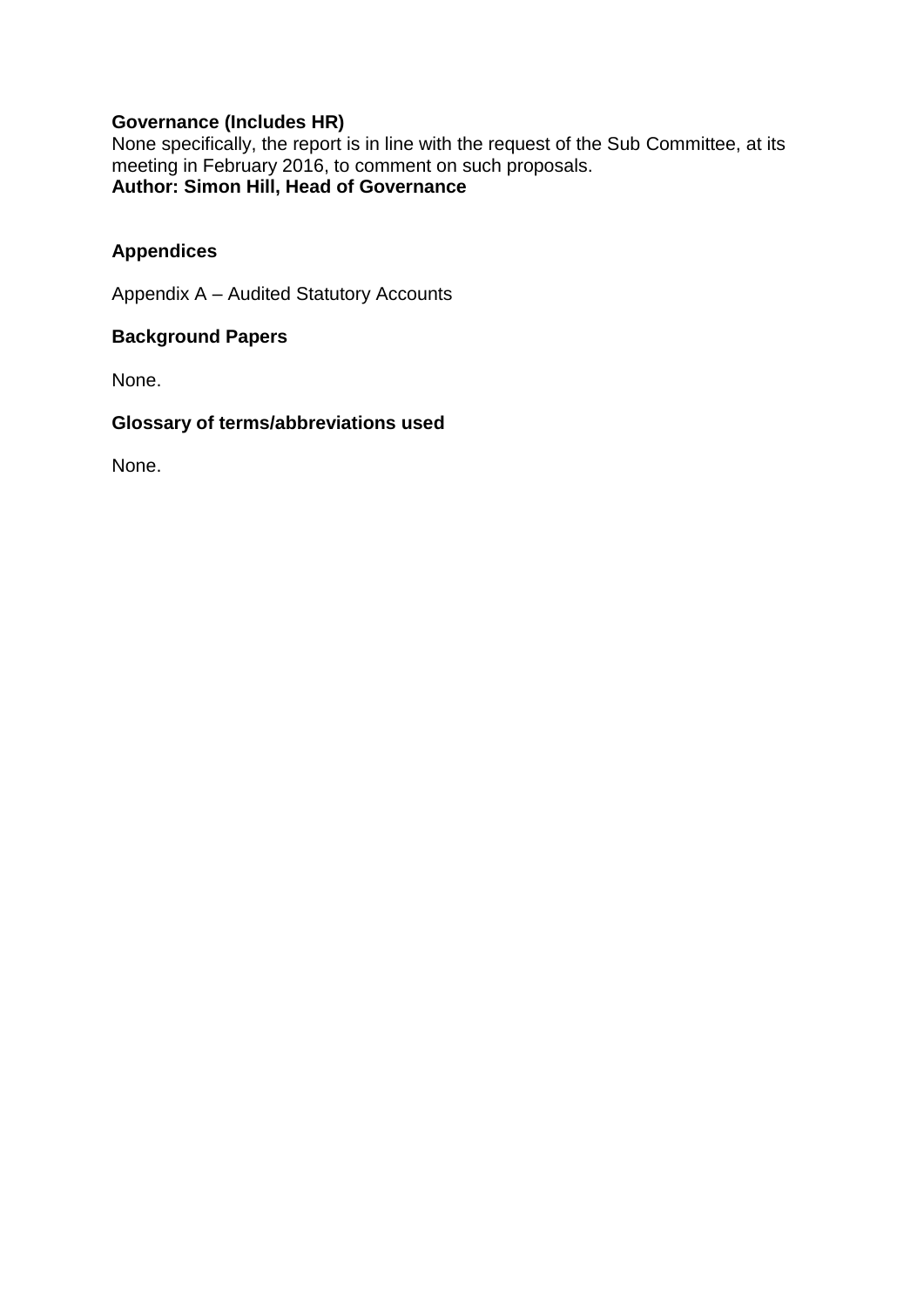**Governance (Includes HR)**
None specifically, the report is in line with the request of the Sub Committee, at its meeting in February 2016, to comment on such proposals.
**Author: Simon Hill, Head of Governance**

## Appendices

Appendix A – Audited Statutory Accounts

## Background Papers

None.

## Glossary of terms/abbreviations used

None.